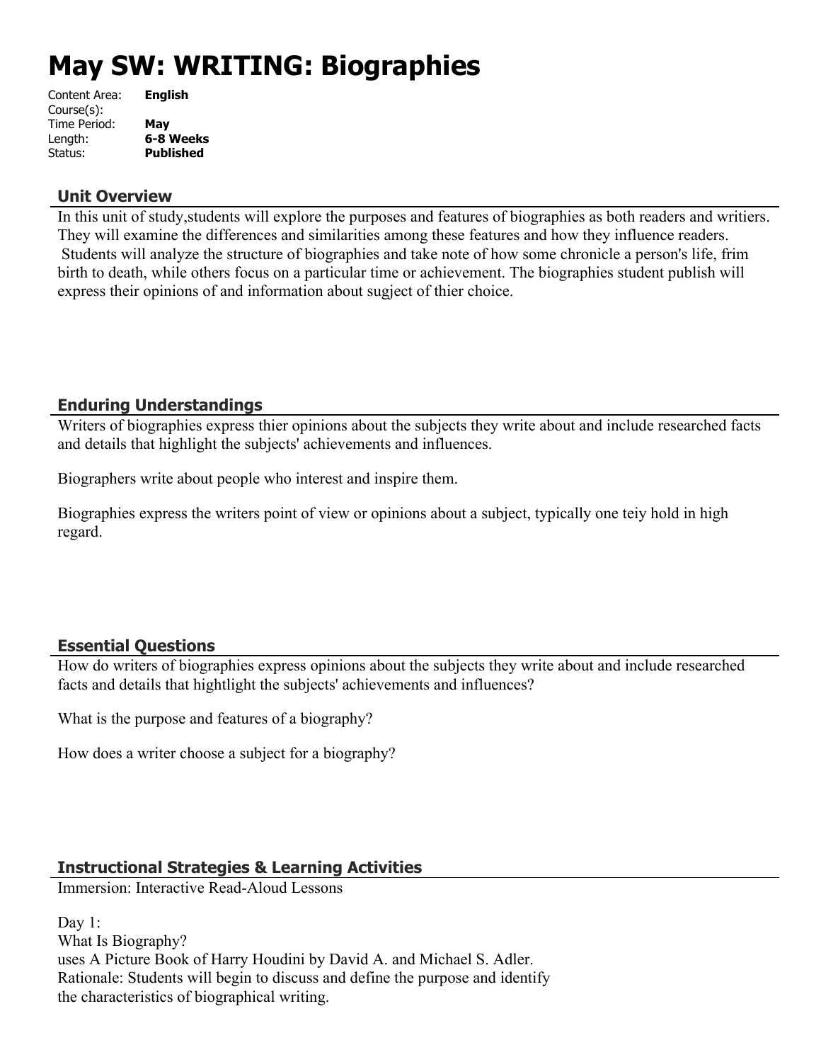# May SW: WRITING: Biographies

Content Area: **English**
Course(s):
Time Period: **May**
Length: **6-8 Weeks**
Status: **Published**

## Unit Overview

In this unit of study,students will explore the purposes and features of biographies as both readers and writiers. They will examine the differences and similarities among these features and how they influence readers. Students will analyze the structure of biographies and take note of how some chronicle a person's life, frim birth to death, while others focus on a particular time or achievement. The biographies student publish will express their opinions of and information about sugject of thier choice.

## Enduring Understandings

Writers of biographies express thier opinions about the subjects they write about and include researched facts and details that highlight the subjects' achievements and influences.

Biographers write about people who interest and inspire them.

Biographies express the writers point of view or opinions about a subject, typically one teiy hold in high regard.

## Essential Questions

How do writers of biographies express opinions about the subjects they write about and include researched facts and details that hightlight the subjects' achievements and influences?

What is the purpose and features of a biography?

How does a writer choose a subject for a biography?

## Instructional Strategies & Learning Activities

Immersion: Interactive Read-Aloud Lessons

Day 1:
What Is Biography?
uses A Picture Book of Harry Houdini by David A. and Michael S. Adler.
Rationale: Students will begin to discuss and define the purpose and identify the characteristics of biographical writing.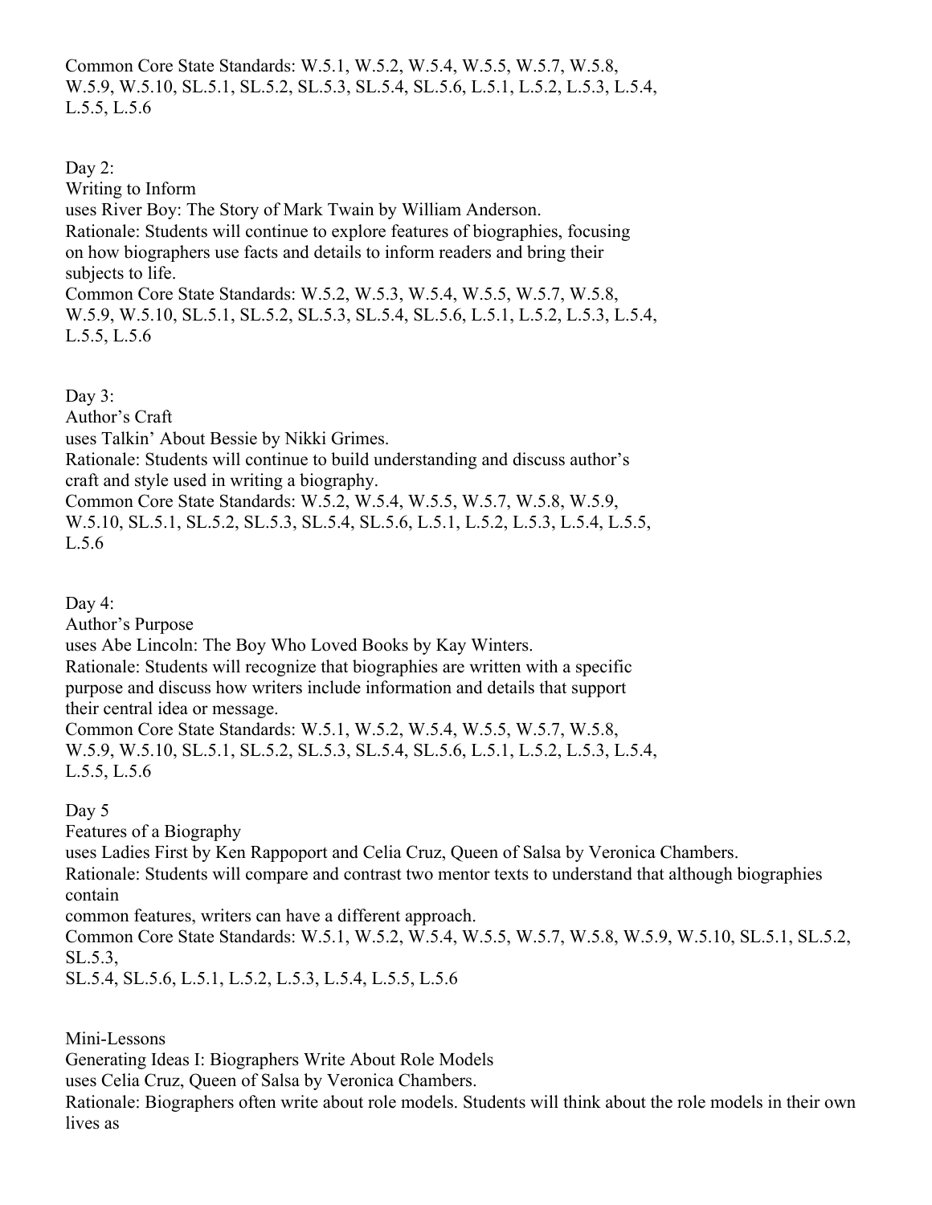Common Core State Standards: W.5.1, W.5.2, W.5.4, W.5.5, W.5.7, W.5.8, W.5.9, W.5.10, SL.5.1, SL.5.2, SL.5.3, SL.5.4, SL.5.6, L.5.1, L.5.2, L.5.3, L.5.4, L.5.5, L.5.6

Day 2:
Writing to Inform
uses River Boy: The Story of Mark Twain by William Anderson.
Rationale: Students will continue to explore features of biographies, focusing on how biographers use facts and details to inform readers and bring their subjects to life.
Common Core State Standards: W.5.2, W.5.3, W.5.4, W.5.5, W.5.7, W.5.8, W.5.9, W.5.10, SL.5.1, SL.5.2, SL.5.3, SL.5.4, SL.5.6, L.5.1, L.5.2, L.5.3, L.5.4, L.5.5, L.5.6

Day 3:
Author's Craft
uses Talkin' About Bessie by Nikki Grimes.
Rationale: Students will continue to build understanding and discuss author's craft and style used in writing a biography.
Common Core State Standards: W.5.2, W.5.4, W.5.5, W.5.7, W.5.8, W.5.9, W.5.10, SL.5.1, SL.5.2, SL.5.3, SL.5.4, SL.5.6, L.5.1, L.5.2, L.5.3, L.5.4, L.5.5, L.5.6

Day 4:
Author's Purpose
uses Abe Lincoln: The Boy Who Loved Books by Kay Winters.
Rationale: Students will recognize that biographies are written with a specific purpose and discuss how writers include information and details that support their central idea or message.
Common Core State Standards: W.5.1, W.5.2, W.5.4, W.5.5, W.5.7, W.5.8, W.5.9, W.5.10, SL.5.1, SL.5.2, SL.5.3, SL.5.4, SL.5.6, L.5.1, L.5.2, L.5.3, L.5.4, L.5.5, L.5.6

Day 5
Features of a Biography
uses Ladies First by Ken Rappoport and Celia Cruz, Queen of Salsa by Veronica Chambers.
Rationale: Students will compare and contrast two mentor texts to understand that although biographies contain
common features, writers can have a different approach.
Common Core State Standards: W.5.1, W.5.2, W.5.4, W.5.5, W.5.7, W.5.8, W.5.9, W.5.10, SL.5.1, SL.5.2, SL.5.3,
SL.5.4, SL.5.6, L.5.1, L.5.2, L.5.3, L.5.4, L.5.5, L.5.6

Mini-Lessons
Generating Ideas I: Biographers Write About Role Models
uses Celia Cruz, Queen of Salsa by Veronica Chambers.
Rationale: Biographers often write about role models. Students will think about the role models in their own lives as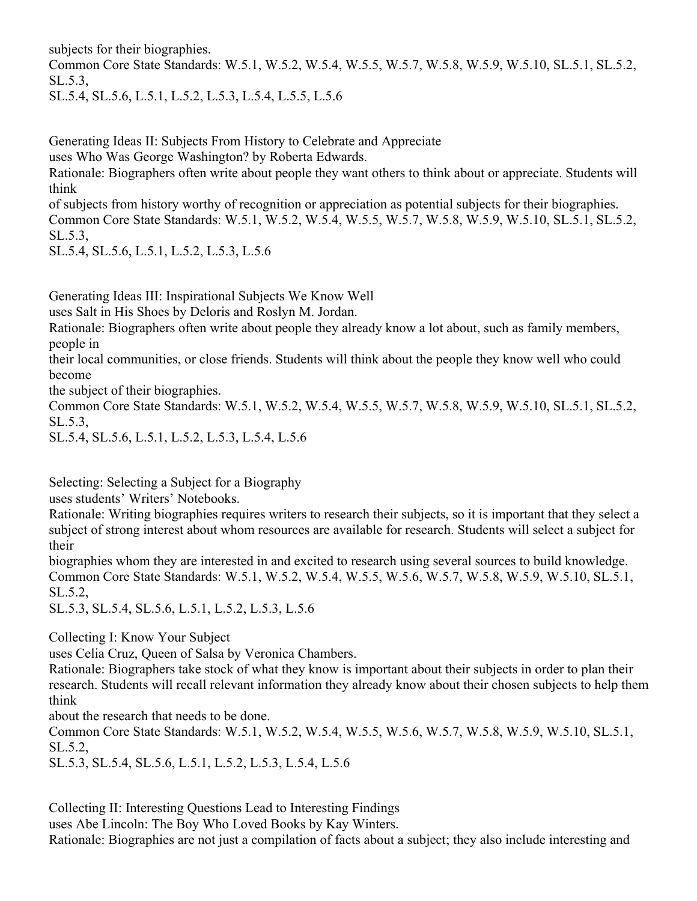subjects for their biographies.
Common Core State Standards: W.5.1, W.5.2, W.5.4, W.5.5, W.5.7, W.5.8, W.5.9, W.5.10, SL.5.1, SL.5.2, SL.5.3,
SL.5.4, SL.5.6, L.5.1, L.5.2, L.5.3, L.5.4, L.5.5, L.5.6

Generating Ideas II: Subjects From History to Celebrate and Appreciate
uses Who Was George Washington? by Roberta Edwards.
Rationale: Biographers often write about people they want others to think about or appreciate. Students will think
of subjects from history worthy of recognition or appreciation as potential subjects for their biographies.
Common Core State Standards: W.5.1, W.5.2, W.5.4, W.5.5, W.5.7, W.5.8, W.5.9, W.5.10, SL.5.1, SL.5.2, SL.5.3,
SL.5.4, SL.5.6, L.5.1, L.5.2, L.5.3, L.5.6

Generating Ideas III: Inspirational Subjects We Know Well
uses Salt in His Shoes by Deloris and Roslyn M. Jordan.
Rationale: Biographers often write about people they already know a lot about, such as family members, people in
their local communities, or close friends. Students will think about the people they know well who could become
the subject of their biographies.
Common Core State Standards: W.5.1, W.5.2, W.5.4, W.5.5, W.5.7, W.5.8, W.5.9, W.5.10, SL.5.1, SL.5.2, SL.5.3,
SL.5.4, SL.5.6, L.5.1, L.5.2, L.5.3, L.5.4, L.5.6

Selecting: Selecting a Subject for a Biography
uses students' Writers' Notebooks.
Rationale: Writing biographies requires writers to research their subjects, so it is important that they select a subject of strong interest about whom resources are available for research. Students will select a subject for their
biographies whom they are interested in and excited to research using several sources to build knowledge.
Common Core State Standards: W.5.1, W.5.2, W.5.4, W.5.5, W.5.6, W.5.7, W.5.8, W.5.9, W.5.10, SL.5.1, SL.5.2,
SL.5.3, SL.5.4, SL.5.6, L.5.1, L.5.2, L.5.3, L.5.6

Collecting I: Know Your Subject
uses Celia Cruz, Queen of Salsa by Veronica Chambers.
Rationale: Biographers take stock of what they know is important about their subjects in order to plan their research. Students will recall relevant information they already know about their chosen subjects to help them think
about the research that needs to be done.
Common Core State Standards: W.5.1, W.5.2, W.5.4, W.5.5, W.5.6, W.5.7, W.5.8, W.5.9, W.5.10, SL.5.1, SL.5.2,
SL.5.3, SL.5.4, SL.5.6, L.5.1, L.5.2, L.5.3, L.5.4, L.5.6

Collecting II: Interesting Questions Lead to Interesting Findings
uses Abe Lincoln: The Boy Who Loved Books by Kay Winters.
Rationale: Biographies are not just a compilation of facts about a subject; they also include interesting and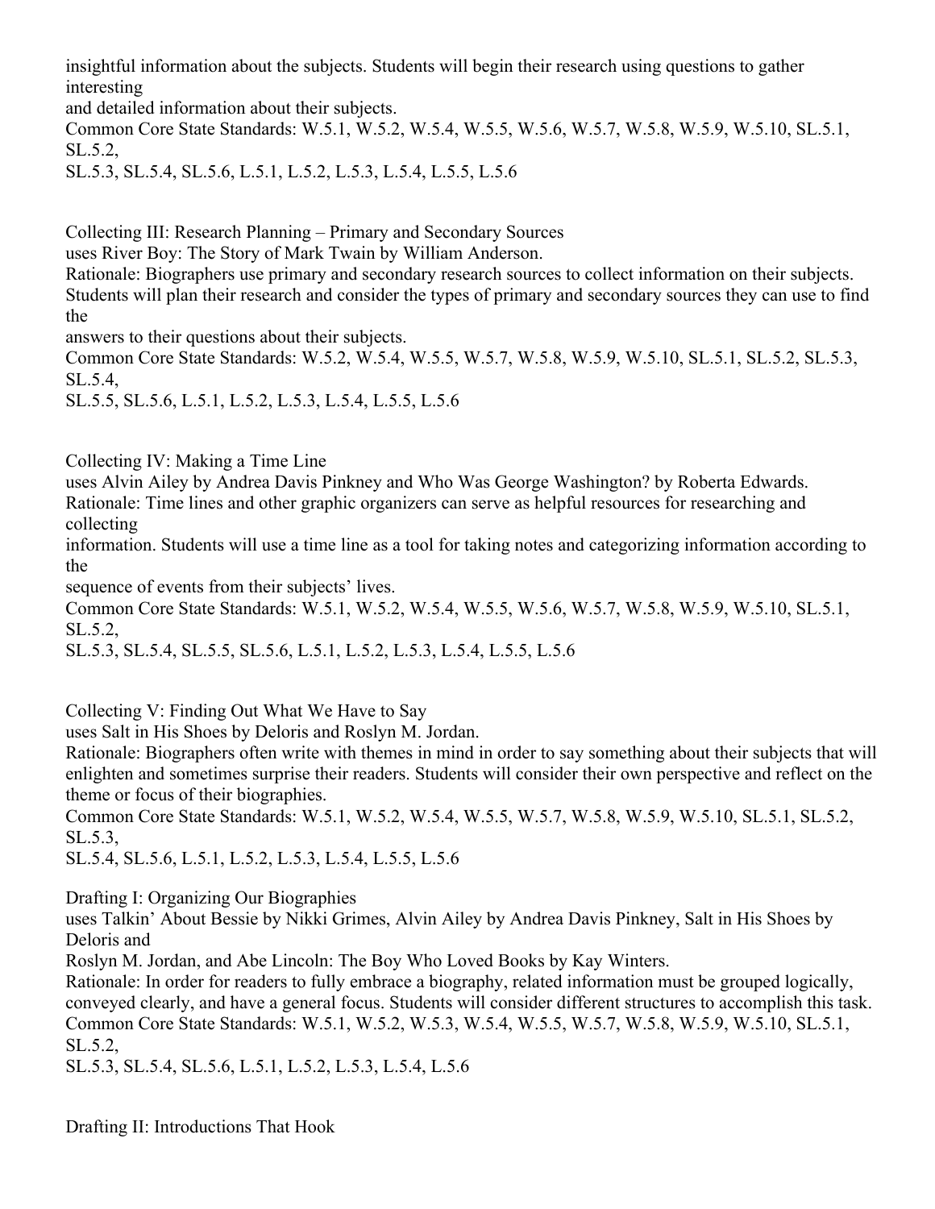insightful information about the subjects. Students will begin their research using questions to gather interesting and detailed information about their subjects.
Common Core State Standards: W.5.1, W.5.2, W.5.4, W.5.5, W.5.6, W.5.7, W.5.8, W.5.9, W.5.10, SL.5.1, SL.5.2, SL.5.3, SL.5.4, SL.5.6, L.5.1, L.5.2, L.5.3, L.5.4, L.5.5, L.5.6

Collecting III: Research Planning – Primary and Secondary Sources
uses River Boy: The Story of Mark Twain by William Anderson.
Rationale: Biographers use primary and secondary research sources to collect information on their subjects. Students will plan their research and consider the types of primary and secondary sources they can use to find the answers to their questions about their subjects.
Common Core State Standards: W.5.2, W.5.4, W.5.5, W.5.7, W.5.8, W.5.9, W.5.10, SL.5.1, SL.5.2, SL.5.3, SL.5.4, SL.5.5, SL.5.6, L.5.1, L.5.2, L.5.3, L.5.4, L.5.5, L.5.6

Collecting IV: Making a Time Line
uses Alvin Ailey by Andrea Davis Pinkney and Who Was George Washington? by Roberta Edwards.
Rationale: Time lines and other graphic organizers can serve as helpful resources for researching and collecting information. Students will use a time line as a tool for taking notes and categorizing information according to the sequence of events from their subjects' lives.
Common Core State Standards: W.5.1, W.5.2, W.5.4, W.5.5, W.5.6, W.5.7, W.5.8, W.5.9, W.5.10, SL.5.1, SL.5.2, SL.5.3, SL.5.4, SL.5.5, SL.5.6, L.5.1, L.5.2, L.5.3, L.5.4, L.5.5, L.5.6

Collecting V: Finding Out What We Have to Say
uses Salt in His Shoes by Deloris and Roslyn M. Jordan.
Rationale: Biographers often write with themes in mind in order to say something about their subjects that will enlighten and sometimes surprise their readers. Students will consider their own perspective and reflect on the theme or focus of their biographies.
Common Core State Standards: W.5.1, W.5.2, W.5.4, W.5.5, W.5.7, W.5.8, W.5.9, W.5.10, SL.5.1, SL.5.2, SL.5.3, SL.5.4, SL.5.6, L.5.1, L.5.2, L.5.3, L.5.4, L.5.5, L.5.6

Drafting I: Organizing Our Biographies
uses Talkin' About Bessie by Nikki Grimes, Alvin Ailey by Andrea Davis Pinkney, Salt in His Shoes by Deloris and Roslyn M. Jordan, and Abe Lincoln: The Boy Who Loved Books by Kay Winters.
Rationale: In order for readers to fully embrace a biography, related information must be grouped logically, conveyed clearly, and have a general focus. Students will consider different structures to accomplish this task.
Common Core State Standards: W.5.1, W.5.2, W.5.3, W.5.4, W.5.5, W.5.7, W.5.8, W.5.9, W.5.10, SL.5.1, SL.5.2, SL.5.3, SL.5.4, SL.5.6, L.5.1, L.5.2, L.5.3, L.5.4, L.5.6

Drafting II: Introductions That Hook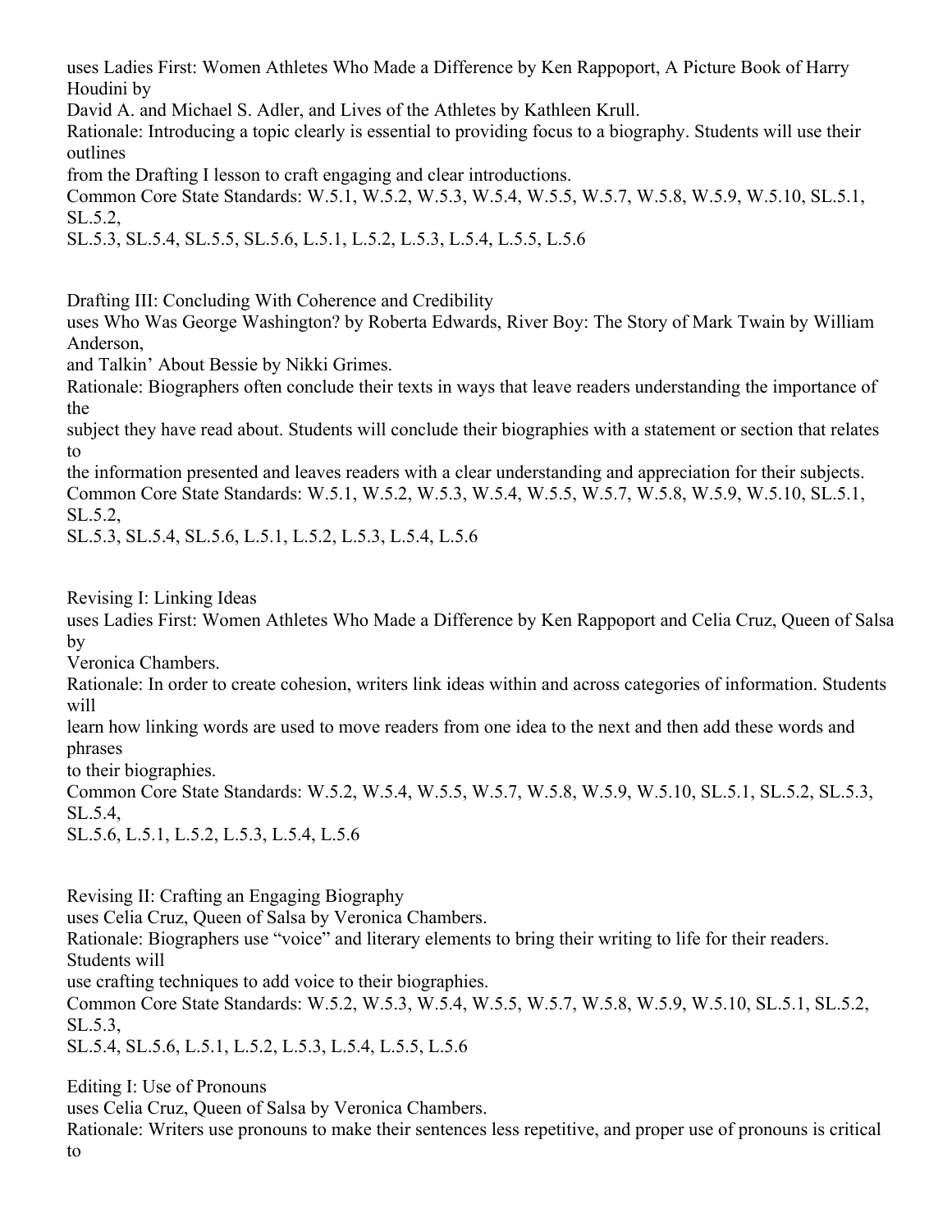uses Ladies First: Women Athletes Who Made a Difference by Ken Rappoport, A Picture Book of Harry Houdini by David A. and Michael S. Adler, and Lives of the Athletes by Kathleen Krull.

Rationale: Introducing a topic clearly is essential to providing focus to a biography. Students will use their outlines from the Drafting I lesson to craft engaging and clear introductions.

Common Core State Standards: W.5.1, W.5.2, W.5.3, W.5.4, W.5.5, W.5.7, W.5.8, W.5.9, W.5.10, SL.5.1, SL.5.2, SL.5.3, SL.5.4, SL.5.5, SL.5.6, L.5.1, L.5.2, L.5.3, L.5.4, L.5.5, L.5.6

Drafting III: Concluding With Coherence and Credibility

uses Who Was George Washington? by Roberta Edwards, River Boy: The Story of Mark Twain by William Anderson, and Talkin' About Bessie by Nikki Grimes.

Rationale: Biographers often conclude their texts in ways that leave readers understanding the importance of the subject they have read about. Students will conclude their biographies with a statement or section that relates to the information presented and leaves readers with a clear understanding and appreciation for their subjects.

Common Core State Standards: W.5.1, W.5.2, W.5.3, W.5.4, W.5.5, W.5.7, W.5.8, W.5.9, W.5.10, SL.5.1, SL.5.2, SL.5.3, SL.5.4, SL.5.6, L.5.1, L.5.2, L.5.3, L.5.4, L.5.6

Revising I: Linking Ideas

uses Ladies First: Women Athletes Who Made a Difference by Ken Rappoport and Celia Cruz, Queen of Salsa by Veronica Chambers.

Rationale: In order to create cohesion, writers link ideas within and across categories of information. Students will learn how linking words are used to move readers from one idea to the next and then add these words and phrases to their biographies.

Common Core State Standards: W.5.2, W.5.4, W.5.5, W.5.7, W.5.8, W.5.9, W.5.10, SL.5.1, SL.5.2, SL.5.3, SL.5.4, SL.5.6, L.5.1, L.5.2, L.5.3, L.5.4, L.5.6

Revising II: Crafting an Engaging Biography

uses Celia Cruz, Queen of Salsa by Veronica Chambers.

Rationale: Biographers use "voice" and literary elements to bring their writing to life for their readers. Students will use crafting techniques to add voice to their biographies.

Common Core State Standards: W.5.2, W.5.3, W.5.4, W.5.5, W.5.7, W.5.8, W.5.9, W.5.10, SL.5.1, SL.5.2, SL.5.3, SL.5.4, SL.5.6, L.5.1, L.5.2, L.5.3, L.5.4, L.5.5, L.5.6

Editing I: Use of Pronouns

uses Celia Cruz, Queen of Salsa by Veronica Chambers.

Rationale: Writers use pronouns to make their sentences less repetitive, and proper use of pronouns is critical to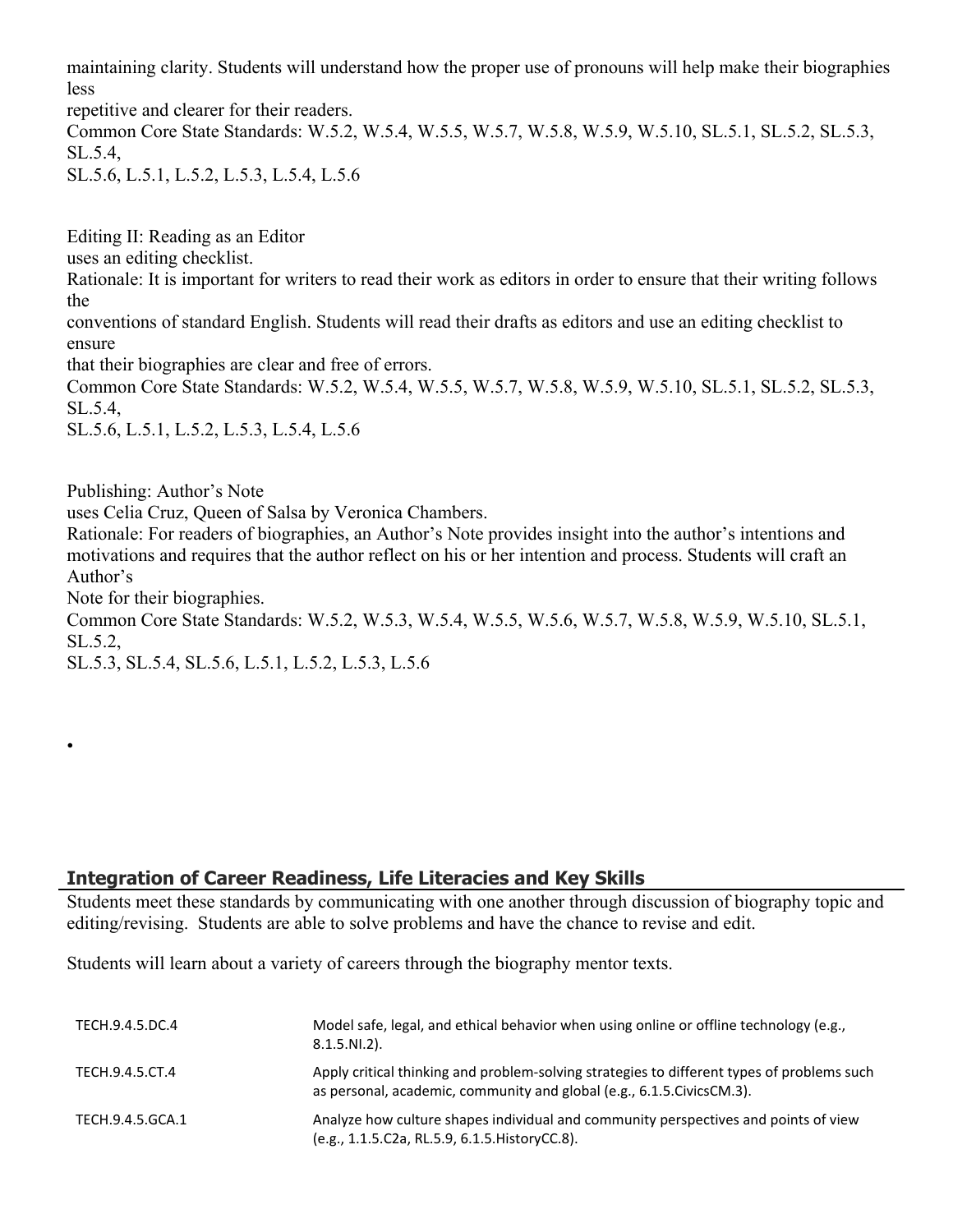maintaining clarity. Students will understand how the proper use of pronouns will help make their biographies less repetitive and clearer for their readers.
Common Core State Standards: W.5.2, W.5.4, W.5.5, W.5.7, W.5.8, W.5.9, W.5.10, SL.5.1, SL.5.2, SL.5.3, SL.5.4, SL.5.6, L.5.1, L.5.2, L.5.3, L.5.4, L.5.6

Editing II: Reading as an Editor
uses an editing checklist.
Rationale: It is important for writers to read their work as editors in order to ensure that their writing follows the conventions of standard English. Students will read their drafts as editors and use an editing checklist to ensure that their biographies are clear and free of errors.
Common Core State Standards: W.5.2, W.5.4, W.5.5, W.5.7, W.5.8, W.5.9, W.5.10, SL.5.1, SL.5.2, SL.5.3, SL.5.4, SL.5.6, L.5.1, L.5.2, L.5.3, L.5.4, L.5.6

Publishing: Author's Note
uses Celia Cruz, Queen of Salsa by Veronica Chambers.
Rationale: For readers of biographies, an Author's Note provides insight into the author's intentions and motivations and requires that the author reflect on his or her intention and process. Students will craft an Author's Note for their biographies.
Common Core State Standards: W.5.2, W.5.3, W.5.4, W.5.5, W.5.6, W.5.7, W.5.8, W.5.9, W.5.10, SL.5.1, SL.5.2, SL.5.3, SL.5.4, SL.5.6, L.5.1, L.5.2, L.5.3, L.5.6

•

## Integration of Career Readiness, Life Literacies and Key Skills

Students meet these standards by communicating with one another through discussion of biography topic and editing/revising. Students are able to solve problems and have the chance to revise and edit.

Students will learn about a variety of careers through the biography mentor texts.

| | |
|---|---|
| TECH.9.4.5.DC.4 | Model safe, legal, and ethical behavior when using online or offline technology (e.g., 8.1.5.NI.2). |
| TECH.9.4.5.CT.4 | Apply critical thinking and problem-solving strategies to different types of problems such as personal, academic, community and global (e.g., 6.1.5.CivicsCM.3). |
| TECH.9.4.5.GCA.1 | Analyze how culture shapes individual and community perspectives and points of view (e.g., 1.1.5.C2a, RL.5.9, 6.1.5.HistoryCC.8). |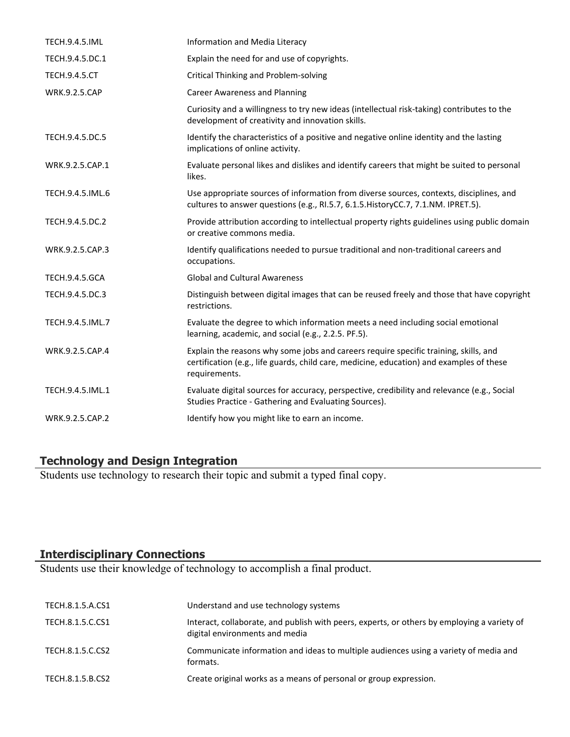| | |
|---|---|
| TECH.9.4.5.IML | Information and Media Literacy |
| TECH.9.4.5.DC.1 | Explain the need for and use of copyrights. |
| TECH.9.4.5.CT | Critical Thinking and Problem-solving |
| WRK.9.2.5.CAP | Career Awareness and Planning |
| | Curiosity and a willingness to try new ideas (intellectual risk-taking) contributes to the development of creativity and innovation skills. |
| TECH.9.4.5.DC.5 | Identify the characteristics of a positive and negative online identity and the lasting implications of online activity. |
| WRK.9.2.5.CAP.1 | Evaluate personal likes and dislikes and identify careers that might be suited to personal likes. |
| TECH.9.4.5.IML.6 | Use appropriate sources of information from diverse sources, contexts, disciplines, and cultures to answer questions (e.g., RI.5.7, 6.1.5.HistoryCC.7, 7.1.NM. IPRET.5). |
| TECH.9.4.5.DC.2 | Provide attribution according to intellectual property rights guidelines using public domain or creative commons media. |
| WRK.9.2.5.CAP.3 | Identify qualifications needed to pursue traditional and non-traditional careers and occupations. |
| TECH.9.4.5.GCA | Global and Cultural Awareness |
| TECH.9.4.5.DC.3 | Distinguish between digital images that can be reused freely and those that have copyright restrictions. |
| TECH.9.4.5.IML.7 | Evaluate the degree to which information meets a need including social emotional learning, academic, and social (e.g., 2.2.5. PF.5). |
| WRK.9.2.5.CAP.4 | Explain the reasons why some jobs and careers require specific training, skills, and certification (e.g., life guards, child care, medicine, education) and examples of these requirements. |
| TECH.9.4.5.IML.1 | Evaluate digital sources for accuracy, perspective, credibility and relevance (e.g., Social Studies Practice - Gathering and Evaluating Sources). |
| WRK.9.2.5.CAP.2 | Identify how you might like to earn an income. |

## Technology and Design Integration

Students use technology to research their topic and submit a typed final copy.

## Interdisciplinary Connections

Students use their knowledge of technology to accomplish a final product.

| | |
|---|---|
| TECH.8.1.5.A.CS1 | Understand and use technology systems |
| TECH.8.1.5.C.CS1 | Interact, collaborate, and publish with peers, experts, or others by employing a variety of digital environments and media |
| TECH.8.1.5.C.CS2 | Communicate information and ideas to multiple audiences using a variety of media and formats. |
| TECH.8.1.5.B.CS2 | Create original works as a means of personal or group expression. |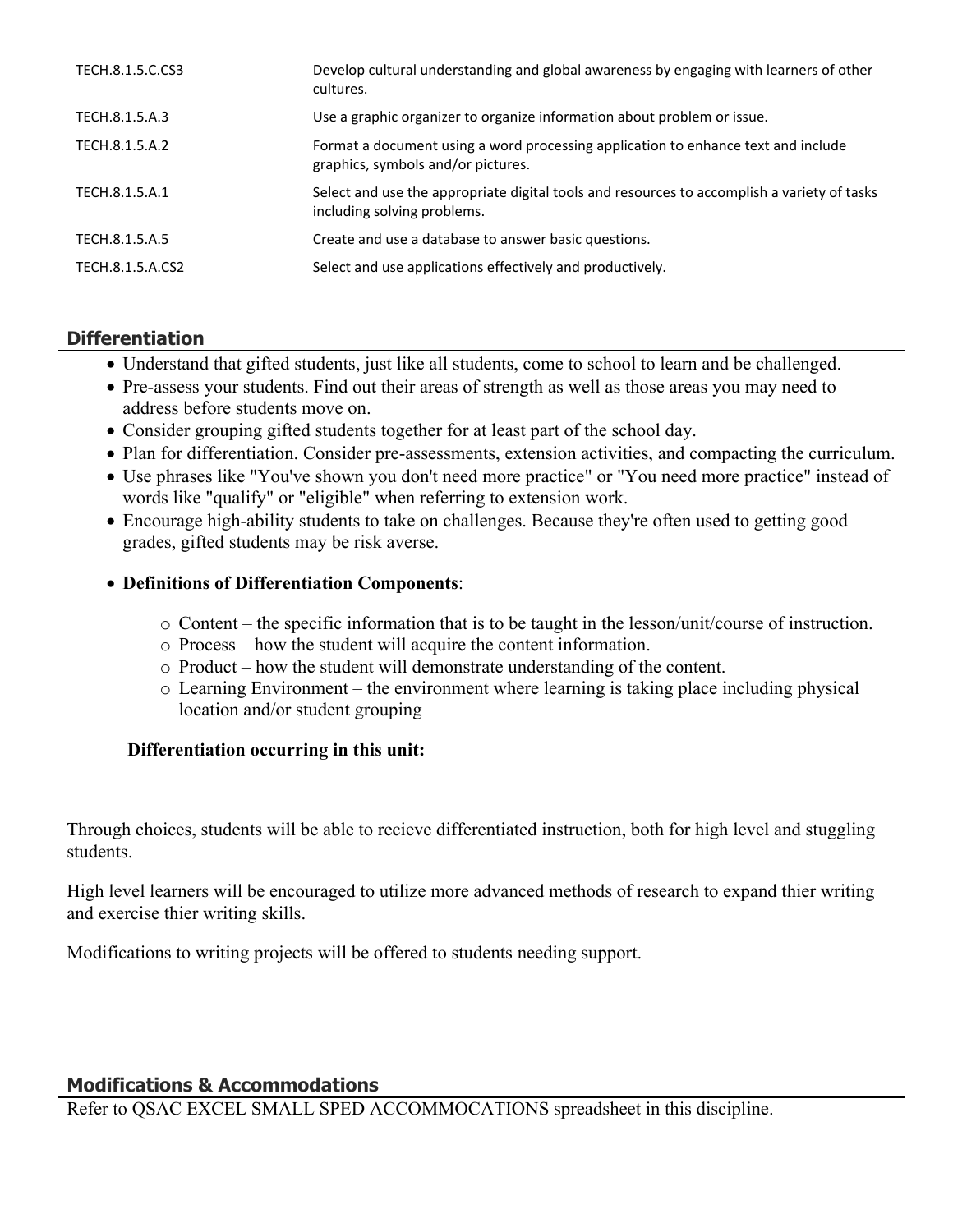| | |
|---|---|
| TECH.8.1.5.C.CS3 | Develop cultural understanding and global awareness by engaging with learners of other cultures. |
| TECH.8.1.5.A.3 | Use a graphic organizer to organize information about problem or issue. |
| TECH.8.1.5.A.2 | Format a document using a word processing application to enhance text and include graphics, symbols and/or pictures. |
| TECH.8.1.5.A.1 | Select and use the appropriate digital tools and resources to accomplish a variety of tasks including solving problems. |
| TECH.8.1.5.A.5 | Create and use a database to answer basic questions. |
| TECH.8.1.5.A.CS2 | Select and use applications effectively and productively. |

## Differentiation

- Understand that gifted students, just like all students, come to school to learn and be challenged.
- Pre-assess your students. Find out their areas of strength as well as those areas you may need to address before students move on.
- Consider grouping gifted students together for at least part of the school day.
- Plan for differentiation. Consider pre-assessments, extension activities, and compacting the curriculum.
- Use phrases like "You've shown you don't need more practice" or "You need more practice" instead of words like "qualify" or "eligible" when referring to extension work.
- Encourage high-ability students to take on challenges. Because they're often used to getting good grades, gifted students may be risk averse.
- **Definitions of Differentiation Components**:
  - Content – the specific information that is to be taught in the lesson/unit/course of instruction.
  - Process – how the student will acquire the content information.
  - Product – how the student will demonstrate understanding of the content.
  - Learning Environment – the environment where learning is taking place including physical location and/or student grouping

**Differentiation occurring in this unit:**

Through choices, students will be able to recieve differentiated instruction, both for high level and stuggling students.

High level learners will be encouraged to utilize more advanced methods of research to expand thier writing and exercise thier writing skills.

Modifications to writing projects will be offered to students needing support.

## Modifications & Accommodations

Refer to QSAC EXCEL SMALL SPED ACCOMMOCATIONS spreadsheet in this discipline.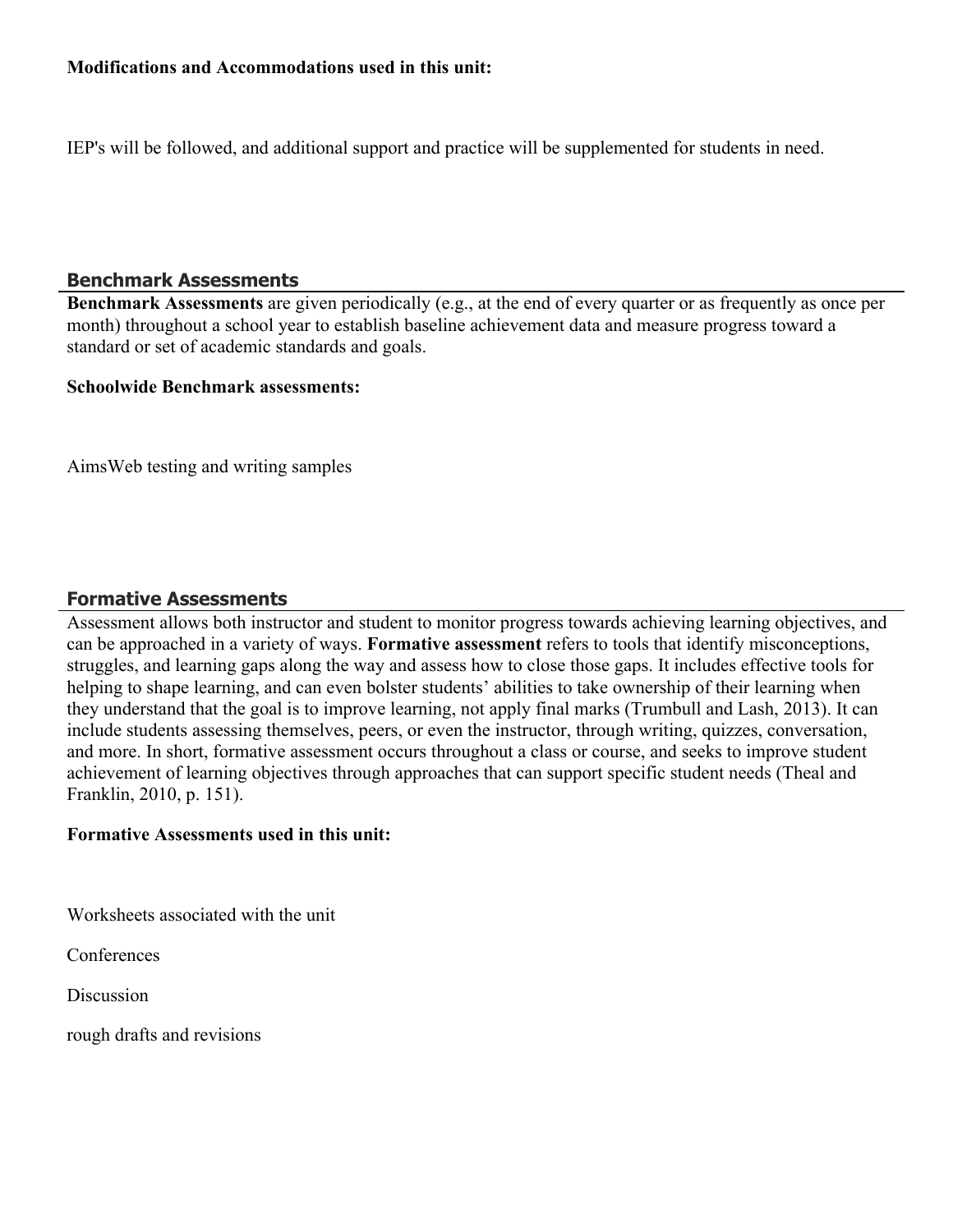**Modifications and Accommodations used in this unit:**

IEP's will be followed, and additional support and practice will be supplemented for students in need.

## Benchmark Assessments

**Benchmark Assessments** are given periodically (e.g., at the end of every quarter or as frequently as once per month) throughout a school year to establish baseline achievement data and measure progress toward a standard or set of academic standards and goals.

**Schoolwide Benchmark assessments:**

AimsWeb testing and writing samples

## Formative Assessments

Assessment allows both instructor and student to monitor progress towards achieving learning objectives, and can be approached in a variety of ways. **Formative assessment** refers to tools that identify misconceptions, struggles, and learning gaps along the way and assess how to close those gaps. It includes effective tools for helping to shape learning, and can even bolster students' abilities to take ownership of their learning when they understand that the goal is to improve learning, not apply final marks (Trumbull and Lash, 2013). It can include students assessing themselves, peers, or even the instructor, through writing, quizzes, conversation, and more. In short, formative assessment occurs throughout a class or course, and seeks to improve student achievement of learning objectives through approaches that can support specific student needs (Theal and Franklin, 2010, p. 151).

**Formative Assessments used in this unit:**

Worksheets associated with the unit

Conferences

Discussion

rough drafts and revisions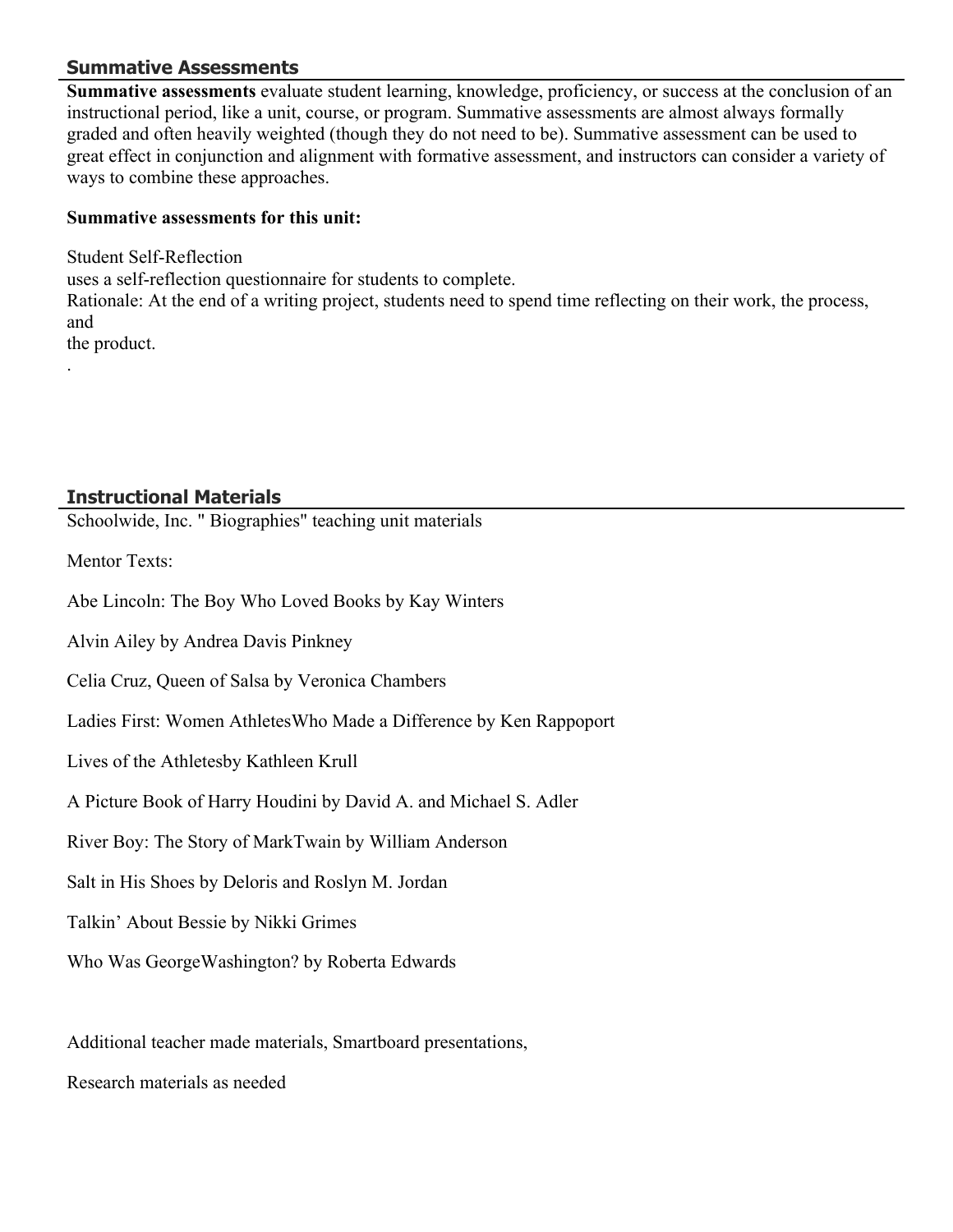## Summative Assessments

**Summative assessments** evaluate student learning, knowledge, proficiency, or success at the conclusion of an instructional period, like a unit, course, or program. Summative assessments are almost always formally graded and often heavily weighted (though they do not need to be). Summative assessment can be used to great effect in conjunction and alignment with formative assessment, and instructors can consider a variety of ways to combine these approaches.

**Summative assessments for this unit:**

Student Self-Reflection
uses a self-reflection questionnaire for students to complete.
Rationale: At the end of a writing project, students need to spend time reflecting on their work, the process, and
the product.
.

## Instructional Materials

Schoolwide, Inc. " Biographies" teaching unit materials

Mentor Texts:

Abe Lincoln: The Boy Who Loved Books by Kay Winters

Alvin Ailey by Andrea Davis Pinkney

Celia Cruz, Queen of Salsa by Veronica Chambers

Ladies First: Women AthletesWho Made a Difference by Ken Rappoport

Lives of the Athletesby Kathleen Krull

A Picture Book of Harry Houdini by David A. and Michael S. Adler

River Boy: The Story of MarkTwain by William Anderson

Salt in His Shoes by Deloris and Roslyn M. Jordan

Talkin' About Bessie by Nikki Grimes

Who Was GeorgeWashington? by Roberta Edwards

Additional teacher made materials, Smartboard presentations,

Research materials as needed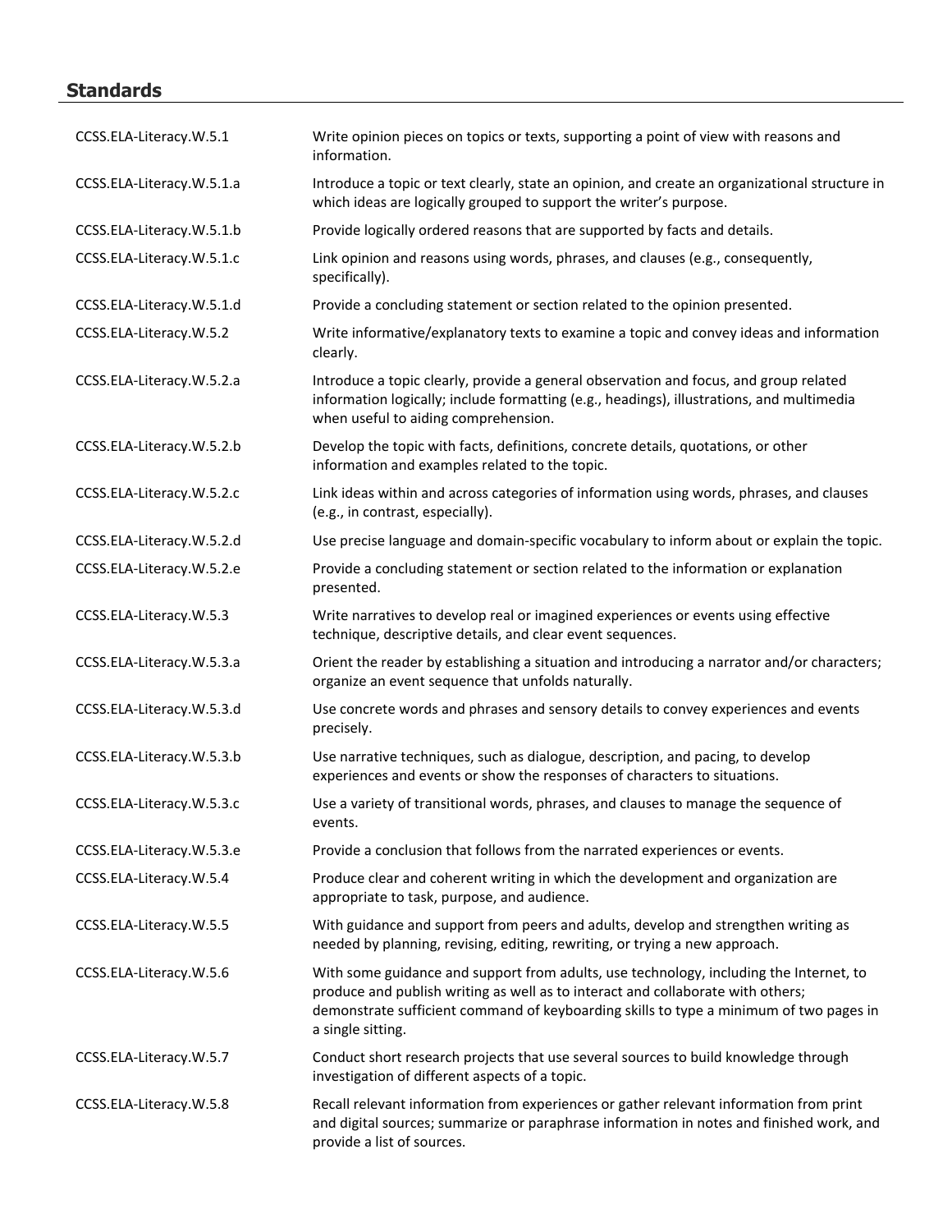## Standards

| | |
|---|---|
| CCSS.ELA-Literacy.W.5.1 | Write opinion pieces on topics or texts, supporting a point of view with reasons and information. |
| CCSS.ELA-Literacy.W.5.1.a | Introduce a topic or text clearly, state an opinion, and create an organizational structure in which ideas are logically grouped to support the writer's purpose. |
| CCSS.ELA-Literacy.W.5.1.b | Provide logically ordered reasons that are supported by facts and details. |
| CCSS.ELA-Literacy.W.5.1.c | Link opinion and reasons using words, phrases, and clauses (e.g., consequently, specifically). |
| CCSS.ELA-Literacy.W.5.1.d | Provide a concluding statement or section related to the opinion presented. |
| CCSS.ELA-Literacy.W.5.2 | Write informative/explanatory texts to examine a topic and convey ideas and information clearly. |
| CCSS.ELA-Literacy.W.5.2.a | Introduce a topic clearly, provide a general observation and focus, and group related information logically; include formatting (e.g., headings), illustrations, and multimedia when useful to aiding comprehension. |
| CCSS.ELA-Literacy.W.5.2.b | Develop the topic with facts, definitions, concrete details, quotations, or other information and examples related to the topic. |
| CCSS.ELA-Literacy.W.5.2.c | Link ideas within and across categories of information using words, phrases, and clauses (e.g., in contrast, especially). |
| CCSS.ELA-Literacy.W.5.2.d | Use precise language and domain-specific vocabulary to inform about or explain the topic. |
| CCSS.ELA-Literacy.W.5.2.e | Provide a concluding statement or section related to the information or explanation presented. |
| CCSS.ELA-Literacy.W.5.3 | Write narratives to develop real or imagined experiences or events using effective technique, descriptive details, and clear event sequences. |
| CCSS.ELA-Literacy.W.5.3.a | Orient the reader by establishing a situation and introducing a narrator and/or characters; organize an event sequence that unfolds naturally. |
| CCSS.ELA-Literacy.W.5.3.d | Use concrete words and phrases and sensory details to convey experiences and events precisely. |
| CCSS.ELA-Literacy.W.5.3.b | Use narrative techniques, such as dialogue, description, and pacing, to develop experiences and events or show the responses of characters to situations. |
| CCSS.ELA-Literacy.W.5.3.c | Use a variety of transitional words, phrases, and clauses to manage the sequence of events. |
| CCSS.ELA-Literacy.W.5.3.e | Provide a conclusion that follows from the narrated experiences or events. |
| CCSS.ELA-Literacy.W.5.4 | Produce clear and coherent writing in which the development and organization are appropriate to task, purpose, and audience. |
| CCSS.ELA-Literacy.W.5.5 | With guidance and support from peers and adults, develop and strengthen writing as needed by planning, revising, editing, rewriting, or trying a new approach. |
| CCSS.ELA-Literacy.W.5.6 | With some guidance and support from adults, use technology, including the Internet, to produce and publish writing as well as to interact and collaborate with others; demonstrate sufficient command of keyboarding skills to type a minimum of two pages in a single sitting. |
| CCSS.ELA-Literacy.W.5.7 | Conduct short research projects that use several sources to build knowledge through investigation of different aspects of a topic. |
| CCSS.ELA-Literacy.W.5.8 | Recall relevant information from experiences or gather relevant information from print and digital sources; summarize or paraphrase information in notes and finished work, and provide a list of sources. |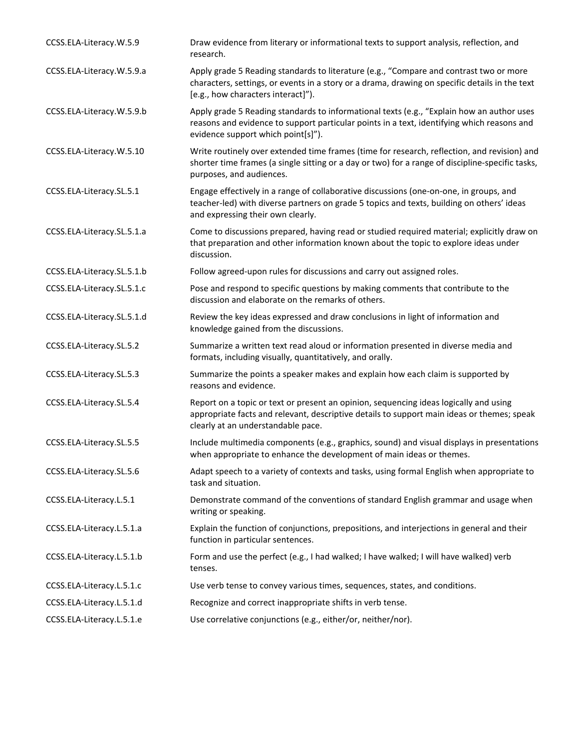| | |
|---|---|
| CCSS.ELA-Literacy.W.5.9 | Draw evidence from literary or informational texts to support analysis, reflection, and research. |
| CCSS.ELA-Literacy.W.5.9.a | Apply grade 5 Reading standards to literature (e.g., "Compare and contrast two or more characters, settings, or events in a story or a drama, drawing on specific details in the text [e.g., how characters interact]"). |
| CCSS.ELA-Literacy.W.5.9.b | Apply grade 5 Reading standards to informational texts (e.g., "Explain how an author uses reasons and evidence to support particular points in a text, identifying which reasons and evidence support which point[s]"). |
| CCSS.ELA-Literacy.W.5.10 | Write routinely over extended time frames (time for research, reflection, and revision) and shorter time frames (a single sitting or a day or two) for a range of discipline-specific tasks, purposes, and audiences. |
| CCSS.ELA-Literacy.SL.5.1 | Engage effectively in a range of collaborative discussions (one-on-one, in groups, and teacher-led) with diverse partners on grade 5 topics and texts, building on others' ideas and expressing their own clearly. |
| CCSS.ELA-Literacy.SL.5.1.a | Come to discussions prepared, having read or studied required material; explicitly draw on that preparation and other information known about the topic to explore ideas under discussion. |
| CCSS.ELA-Literacy.SL.5.1.b | Follow agreed-upon rules for discussions and carry out assigned roles. |
| CCSS.ELA-Literacy.SL.5.1.c | Pose and respond to specific questions by making comments that contribute to the discussion and elaborate on the remarks of others. |
| CCSS.ELA-Literacy.SL.5.1.d | Review the key ideas expressed and draw conclusions in light of information and knowledge gained from the discussions. |
| CCSS.ELA-Literacy.SL.5.2 | Summarize a written text read aloud or information presented in diverse media and formats, including visually, quantitatively, and orally. |
| CCSS.ELA-Literacy.SL.5.3 | Summarize the points a speaker makes and explain how each claim is supported by reasons and evidence. |
| CCSS.ELA-Literacy.SL.5.4 | Report on a topic or text or present an opinion, sequencing ideas logically and using appropriate facts and relevant, descriptive details to support main ideas or themes; speak clearly at an understandable pace. |
| CCSS.ELA-Literacy.SL.5.5 | Include multimedia components (e.g., graphics, sound) and visual displays in presentations when appropriate to enhance the development of main ideas or themes. |
| CCSS.ELA-Literacy.SL.5.6 | Adapt speech to a variety of contexts and tasks, using formal English when appropriate to task and situation. |
| CCSS.ELA-Literacy.L.5.1 | Demonstrate command of the conventions of standard English grammar and usage when writing or speaking. |
| CCSS.ELA-Literacy.L.5.1.a | Explain the function of conjunctions, prepositions, and interjections in general and their function in particular sentences. |
| CCSS.ELA-Literacy.L.5.1.b | Form and use the perfect (e.g., I had walked; I have walked; I will have walked) verb tenses. |
| CCSS.ELA-Literacy.L.5.1.c | Use verb tense to convey various times, sequences, states, and conditions. |
| CCSS.ELA-Literacy.L.5.1.d | Recognize and correct inappropriate shifts in verb tense. |
| CCSS.ELA-Literacy.L.5.1.e | Use correlative conjunctions (e.g., either/or, neither/nor). |